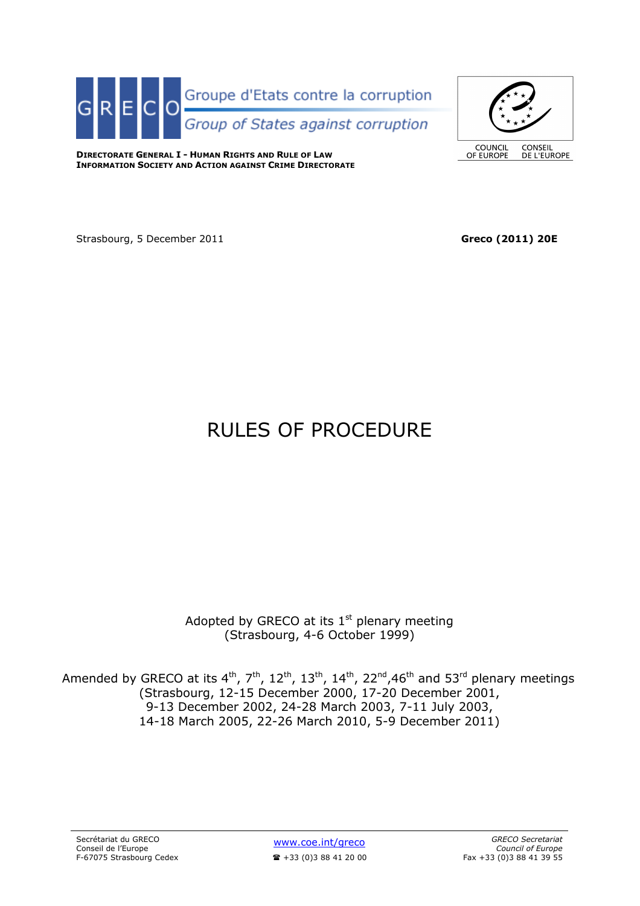GRECO

Groupe d'Etats contre la corruption

*Group of States against corruption*

**DIRECTORATE GENERAL I - HUMAN RIGHTS AND RULE OF LAW**
**INFORMATION SOCIETY AND ACTION AGAINST CRIME DIRECTORATE**

COUNCIL OF EUROPE CONSEIL DE L'EUROPE

Strasbourg, 5 December 2011

**Greco (2011) 20E**

# RULES OF PROCEDURE

Adopted by GRECO at its 1st plenary meeting
(Strasbourg, 4-6 October 1999)

Amended by GRECO at its 4th, 7th, 12th, 13th, 14th, 22nd, 46th and 53rd plenary meetings
(Strasbourg, 12-15 December 2000, 17-20 December 2001,
9-13 December 2002, 24-28 March 2003, 7-11 July 2003,
14-18 March 2005, 22-26 March 2010, 5-9 December 2011)

Secrétariat du GRECO
Conseil de l'Europe
F-67075 Strasbourg Cedex

www.coe.int/greco
☎ +33 (0)3 88 41 20 00

*GRECO Secretariat*
*Council of Europe*
Fax +33 (0)3 88 41 39 55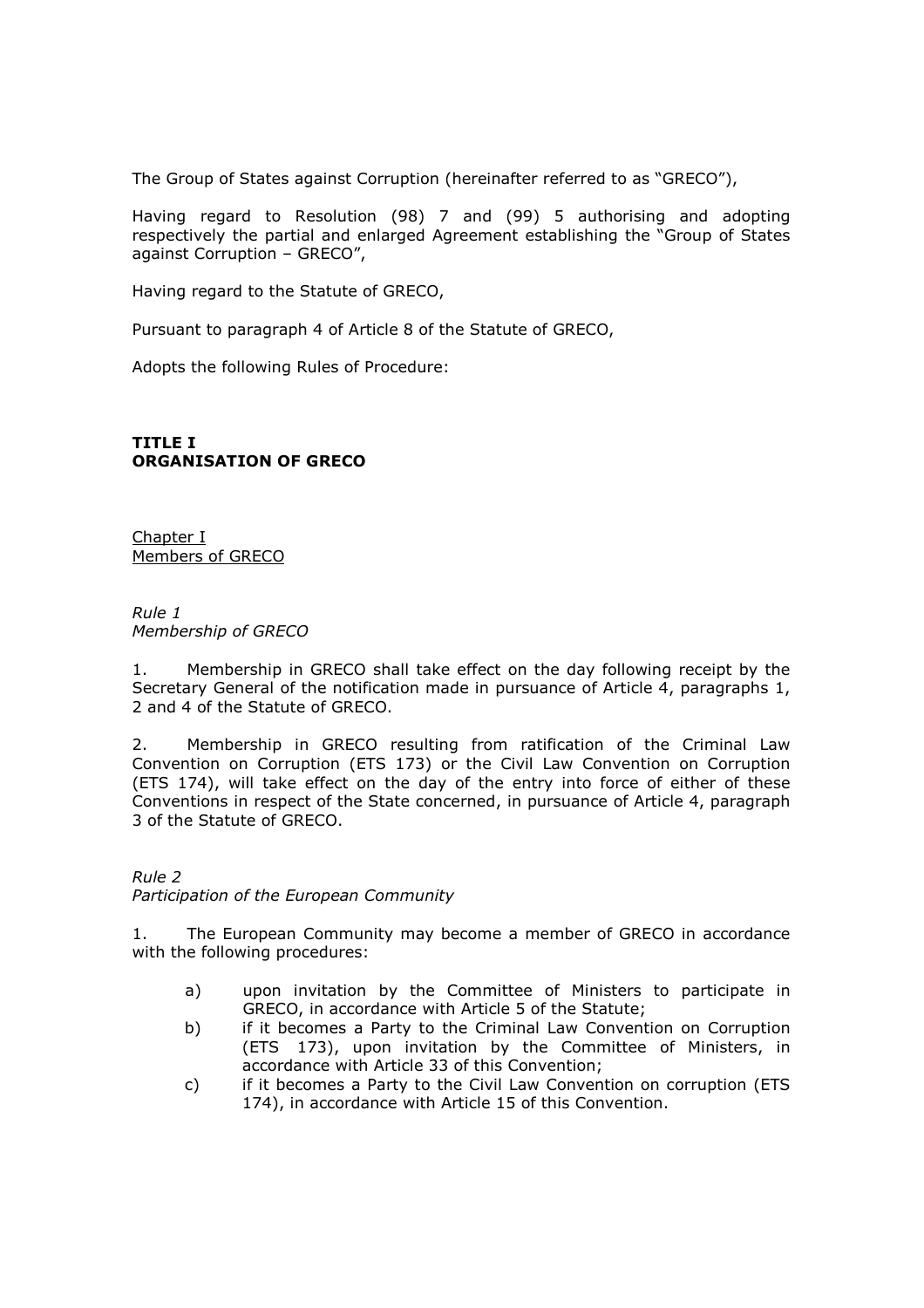The Group of States against Corruption (hereinafter referred to as "GRECO"),

Having regard to Resolution (98) 7 and (99) 5 authorising and adopting respectively the partial and enlarged Agreement establishing the "Group of States against Corruption – GRECO",

Having regard to the Statute of GRECO,

Pursuant to paragraph 4 of Article 8 of the Statute of GRECO,

Adopts the following Rules of Procedure:

## TITLE I
## ORGANISATION OF GRECO

### Chapter I
### Members of GRECO

*Rule 1*
*Membership of GRECO*

1. Membership in GRECO shall take effect on the day following receipt by the Secretary General of the notification made in pursuance of Article 4, paragraphs 1, 2 and 4 of the Statute of GRECO.

2. Membership in GRECO resulting from ratification of the Criminal Law Convention on Corruption (ETS 173) or the Civil Law Convention on Corruption (ETS 174), will take effect on the day of the entry into force of either of these Conventions in respect of the State concerned, in pursuance of Article 4, paragraph 3 of the Statute of GRECO.

*Rule 2*
*Participation of the European Community*

1. The European Community may become a member of GRECO in accordance with the following procedures:

   a) upon invitation by the Committee of Ministers to participate in GRECO, in accordance with Article 5 of the Statute;
   b) if it becomes a Party to the Criminal Law Convention on Corruption (ETS 173), upon invitation by the Committee of Ministers, in accordance with Article 33 of this Convention;
   c) if it becomes a Party to the Civil Law Convention on corruption (ETS 174), in accordance with Article 15 of this Convention.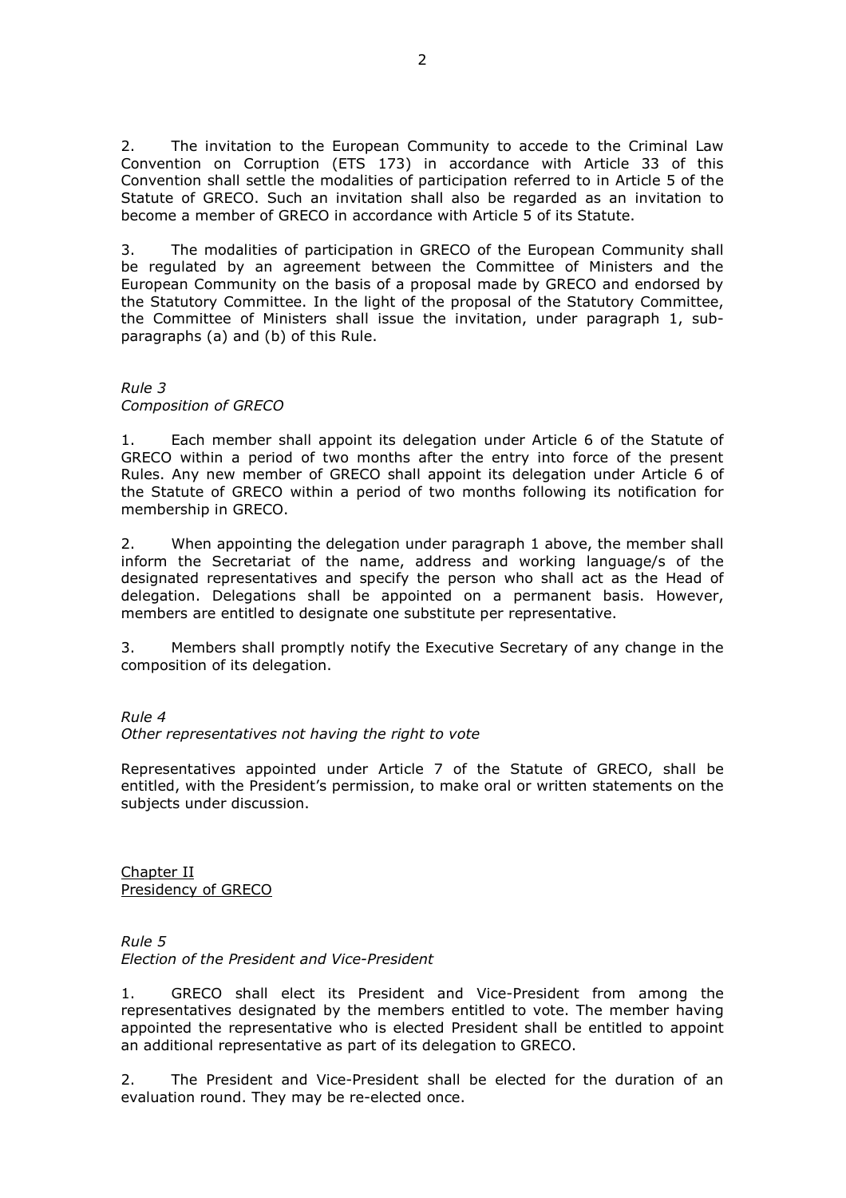2. The invitation to the European Community to accede to the Criminal Law Convention on Corruption (ETS 173) in accordance with Article 33 of this Convention shall settle the modalities of participation referred to in Article 5 of the Statute of GRECO. Such an invitation shall also be regarded as an invitation to become a member of GRECO in accordance with Article 5 of its Statute.

3. The modalities of participation in GRECO of the European Community shall be regulated by an agreement between the Committee of Ministers and the European Community on the basis of a proposal made by GRECO and endorsed by the Statutory Committee. In the light of the proposal of the Statutory Committee, the Committee of Ministers shall issue the invitation, under paragraph 1, sub-paragraphs (a) and (b) of this Rule.

*Rule 3*
*Composition of GRECO*

1. Each member shall appoint its delegation under Article 6 of the Statute of GRECO within a period of two months after the entry into force of the present Rules. Any new member of GRECO shall appoint its delegation under Article 6 of the Statute of GRECO within a period of two months following its notification for membership in GRECO.

2. When appointing the delegation under paragraph 1 above, the member shall inform the Secretariat of the name, address and working language/s of the designated representatives and specify the person who shall act as the Head of delegation. Delegations shall be appointed on a permanent basis. However, members are entitled to designate one substitute per representative.

3. Members shall promptly notify the Executive Secretary of any change in the composition of its delegation.

*Rule 4*
*Other representatives not having the right to vote*

Representatives appointed under Article 7 of the Statute of GRECO, shall be entitled, with the President's permission, to make oral or written statements on the subjects under discussion.

## Chapter II
## Presidency of GRECO

*Rule 5*
*Election of the President and Vice-President*

1. GRECO shall elect its President and Vice-President from among the representatives designated by the members entitled to vote. The member having appointed the representative who is elected President shall be entitled to appoint an additional representative as part of its delegation to GRECO.

2. The President and Vice-President shall be elected for the duration of an evaluation round. They may be re-elected once.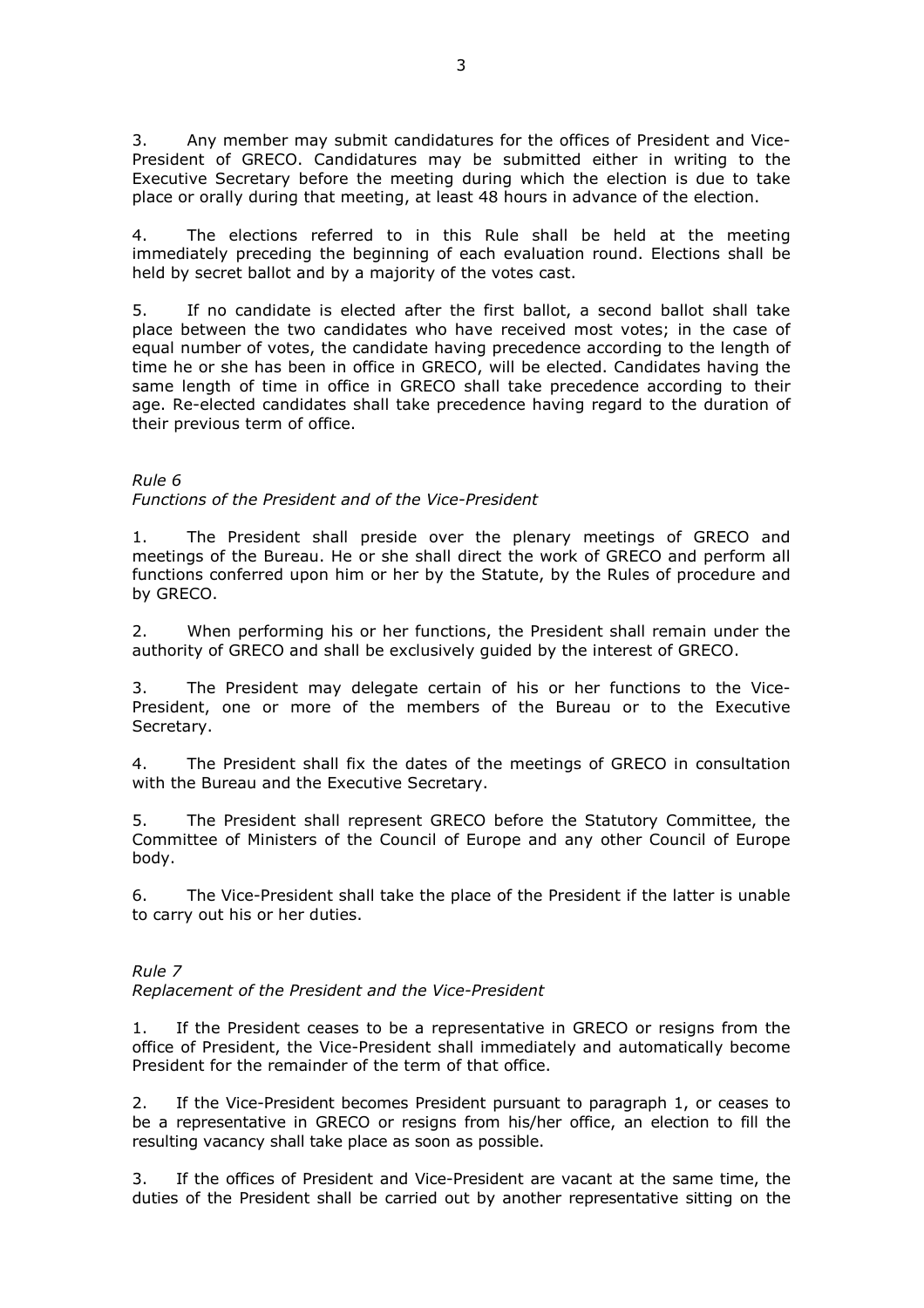3. Any member may submit candidatures for the offices of President and Vice-President of GRECO. Candidatures may be submitted either in writing to the Executive Secretary before the meeting during which the election is due to take place or orally during that meeting, at least 48 hours in advance of the election.

4. The elections referred to in this Rule shall be held at the meeting immediately preceding the beginning of each evaluation round. Elections shall be held by secret ballot and by a majority of the votes cast.

5. If no candidate is elected after the first ballot, a second ballot shall take place between the two candidates who have received most votes; in the case of equal number of votes, the candidate having precedence according to the length of time he or she has been in office in GRECO, will be elected. Candidates having the same length of time in office in GRECO shall take precedence according to their age. Re-elected candidates shall take precedence having regard to the duration of their previous term of office.

*Rule 6*
*Functions of the President and of the Vice-President*

1. The President shall preside over the plenary meetings of GRECO and meetings of the Bureau. He or she shall direct the work of GRECO and perform all functions conferred upon him or her by the Statute, by the Rules of procedure and by GRECO.

2. When performing his or her functions, the President shall remain under the authority of GRECO and shall be exclusively guided by the interest of GRECO.

3. The President may delegate certain of his or her functions to the Vice-President, one or more of the members of the Bureau or to the Executive Secretary.

4. The President shall fix the dates of the meetings of GRECO in consultation with the Bureau and the Executive Secretary.

5. The President shall represent GRECO before the Statutory Committee, the Committee of Ministers of the Council of Europe and any other Council of Europe body.

6. The Vice-President shall take the place of the President if the latter is unable to carry out his or her duties.

*Rule 7*
*Replacement of the President and the Vice-President*

1. If the President ceases to be a representative in GRECO or resigns from the office of President, the Vice-President shall immediately and automatically become President for the remainder of the term of that office.

2. If the Vice-President becomes President pursuant to paragraph 1, or ceases to be a representative in GRECO or resigns from his/her office, an election to fill the resulting vacancy shall take place as soon as possible.

3. If the offices of President and Vice-President are vacant at the same time, the duties of the President shall be carried out by another representative sitting on the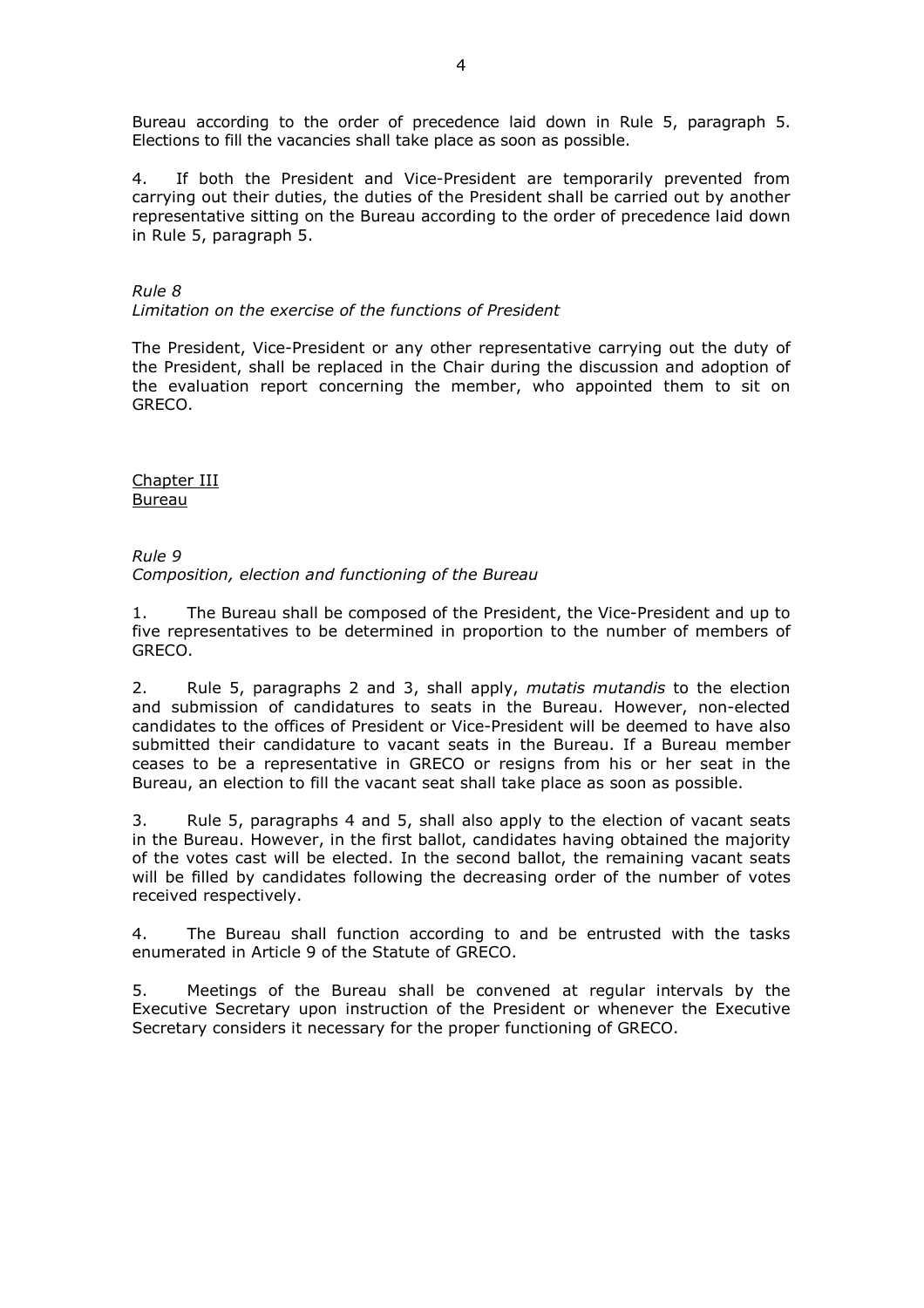Bureau according to the order of precedence laid down in Rule 5, paragraph 5. Elections to fill the vacancies shall take place as soon as possible.

4. If both the President and Vice-President are temporarily prevented from carrying out their duties, the duties of the President shall be carried out by another representative sitting on the Bureau according to the order of precedence laid down in Rule 5, paragraph 5.

*Rule 8*
*Limitation on the exercise of the functions of President*

The President, Vice-President or any other representative carrying out the duty of the President, shall be replaced in the Chair during the discussion and adoption of the evaluation report concerning the member, who appointed them to sit on GRECO.

## Chapter III
## Bureau

*Rule 9*
*Composition, election and functioning of the Bureau*

1. The Bureau shall be composed of the President, the Vice-President and up to five representatives to be determined in proportion to the number of members of GRECO.

2. Rule 5, paragraphs 2 and 3, shall apply, *mutatis mutandis* to the election and submission of candidatures to seats in the Bureau. However, non-elected candidates to the offices of President or Vice-President will be deemed to have also submitted their candidature to vacant seats in the Bureau. If a Bureau member ceases to be a representative in GRECO or resigns from his or her seat in the Bureau, an election to fill the vacant seat shall take place as soon as possible.

3. Rule 5, paragraphs 4 and 5, shall also apply to the election of vacant seats in the Bureau. However, in the first ballot, candidates having obtained the majority of the votes cast will be elected. In the second ballot, the remaining vacant seats will be filled by candidates following the decreasing order of the number of votes received respectively.

4. The Bureau shall function according to and be entrusted with the tasks enumerated in Article 9 of the Statute of GRECO.

5. Meetings of the Bureau shall be convened at regular intervals by the Executive Secretary upon instruction of the President or whenever the Executive Secretary considers it necessary for the proper functioning of GRECO.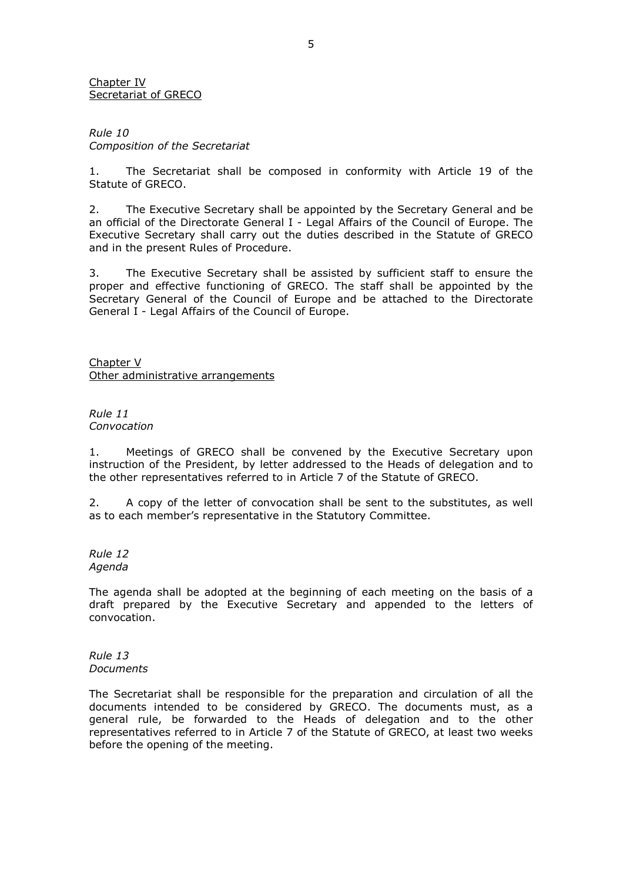Chapter IV
Secretariat of GRECO

*Rule 10*
*Composition of the Secretariat*

1. The Secretariat shall be composed in conformity with Article 19 of the Statute of GRECO.

2. The Executive Secretary shall be appointed by the Secretary General and be an official of the Directorate General I - Legal Affairs of the Council of Europe. The Executive Secretary shall carry out the duties described in the Statute of GRECO and in the present Rules of Procedure.

3. The Executive Secretary shall be assisted by sufficient staff to ensure the proper and effective functioning of GRECO. The staff shall be appointed by the Secretary General of the Council of Europe and be attached to the Directorate General I - Legal Affairs of the Council of Europe.

Chapter V
Other administrative arrangements

*Rule 11*
*Convocation*

1. Meetings of GRECO shall be convened by the Executive Secretary upon instruction of the President, by letter addressed to the Heads of delegation and to the other representatives referred to in Article 7 of the Statute of GRECO.

2. A copy of the letter of convocation shall be sent to the substitutes, as well as to each member's representative in the Statutory Committee.

*Rule 12*
*Agenda*

The agenda shall be adopted at the beginning of each meeting on the basis of a draft prepared by the Executive Secretary and appended to the letters of convocation.

*Rule 13*
*Documents*

The Secretariat shall be responsible for the preparation and circulation of all the documents intended to be considered by GRECO. The documents must, as a general rule, be forwarded to the Heads of delegation and to the other representatives referred to in Article 7 of the Statute of GRECO, at least two weeks before the opening of the meeting.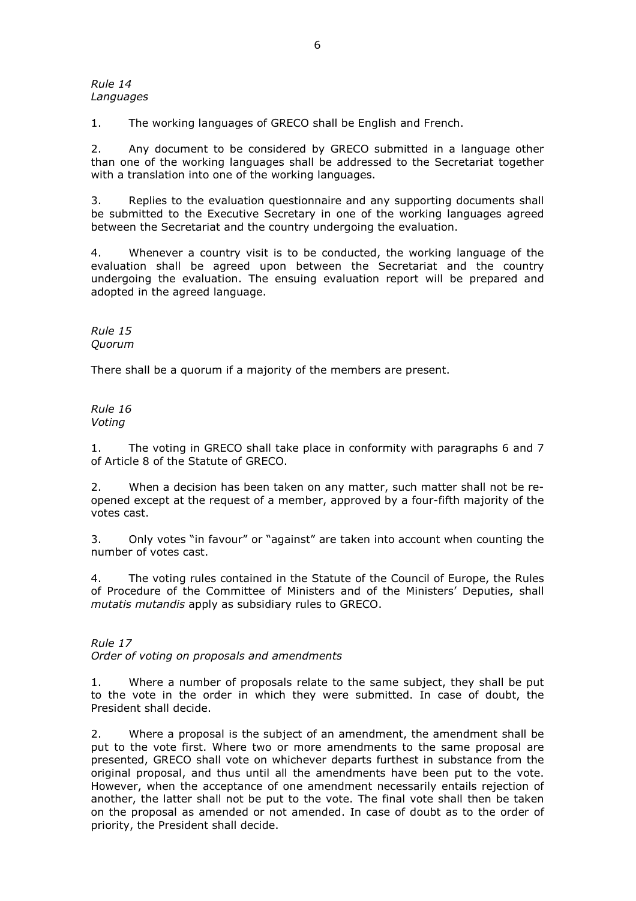*Rule 14*
*Languages*

1. The working languages of GRECO shall be English and French.

2. Any document to be considered by GRECO submitted in a language other than one of the working languages shall be addressed to the Secretariat together with a translation into one of the working languages.

3. Replies to the evaluation questionnaire and any supporting documents shall be submitted to the Executive Secretary in one of the working languages agreed between the Secretariat and the country undergoing the evaluation.

4. Whenever a country visit is to be conducted, the working language of the evaluation shall be agreed upon between the Secretariat and the country undergoing the evaluation. The ensuing evaluation report will be prepared and adopted in the agreed language.

*Rule 15*
*Quorum*

There shall be a quorum if a majority of the members are present.

*Rule 16*
*Voting*

1. The voting in GRECO shall take place in conformity with paragraphs 6 and 7 of Article 8 of the Statute of GRECO.

2. When a decision has been taken on any matter, such matter shall not be re-opened except at the request of a member, approved by a four-fifth majority of the votes cast.

3. Only votes "in favour" or "against" are taken into account when counting the number of votes cast.

4. The voting rules contained in the Statute of the Council of Europe, the Rules of Procedure of the Committee of Ministers and of the Ministers' Deputies, shall *mutatis mutandis* apply as subsidiary rules to GRECO.

*Rule 17*
*Order of voting on proposals and amendments*

1. Where a number of proposals relate to the same subject, they shall be put to the vote in the order in which they were submitted. In case of doubt, the President shall decide.

2. Where a proposal is the subject of an amendment, the amendment shall be put to the vote first. Where two or more amendments to the same proposal are presented, GRECO shall vote on whichever departs furthest in substance from the original proposal, and thus until all the amendments have been put to the vote. However, when the acceptance of one amendment necessarily entails rejection of another, the latter shall not be put to the vote. The final vote shall then be taken on the proposal as amended or not amended. In case of doubt as to the order of priority, the President shall decide.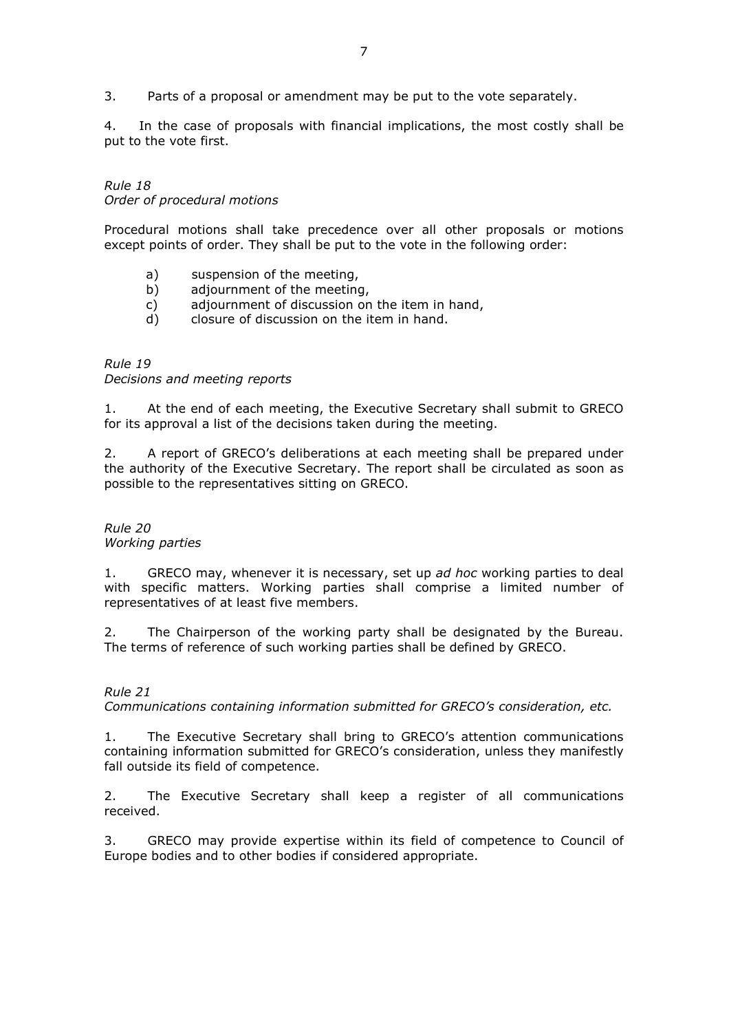3. Parts of a proposal or amendment may be put to the vote separately.

4. In the case of proposals with financial implications, the most costly shall be put to the vote first.

*Rule 18*
*Order of procedural motions*

Procedural motions shall take precedence over all other proposals or motions except points of order. They shall be put to the vote in the following order:

a) suspension of the meeting,
b) adjournment of the meeting,
c) adjournment of discussion on the item in hand,
d) closure of discussion on the item in hand.

*Rule 19*
*Decisions and meeting reports*

1. At the end of each meeting, the Executive Secretary shall submit to GRECO for its approval a list of the decisions taken during the meeting.

2. A report of GRECO's deliberations at each meeting shall be prepared under the authority of the Executive Secretary. The report shall be circulated as soon as possible to the representatives sitting on GRECO.

*Rule 20*
*Working parties*

1. GRECO may, whenever it is necessary, set up *ad hoc* working parties to deal with specific matters. Working parties shall comprise a limited number of representatives of at least five members.

2. The Chairperson of the working party shall be designated by the Bureau. The terms of reference of such working parties shall be defined by GRECO.

*Rule 21*
*Communications containing information submitted for GRECO's consideration, etc.*

1. The Executive Secretary shall bring to GRECO's attention communications containing information submitted for GRECO's consideration, unless they manifestly fall outside its field of competence.

2. The Executive Secretary shall keep a register of all communications received.

3. GRECO may provide expertise within its field of competence to Council of Europe bodies and to other bodies if considered appropriate.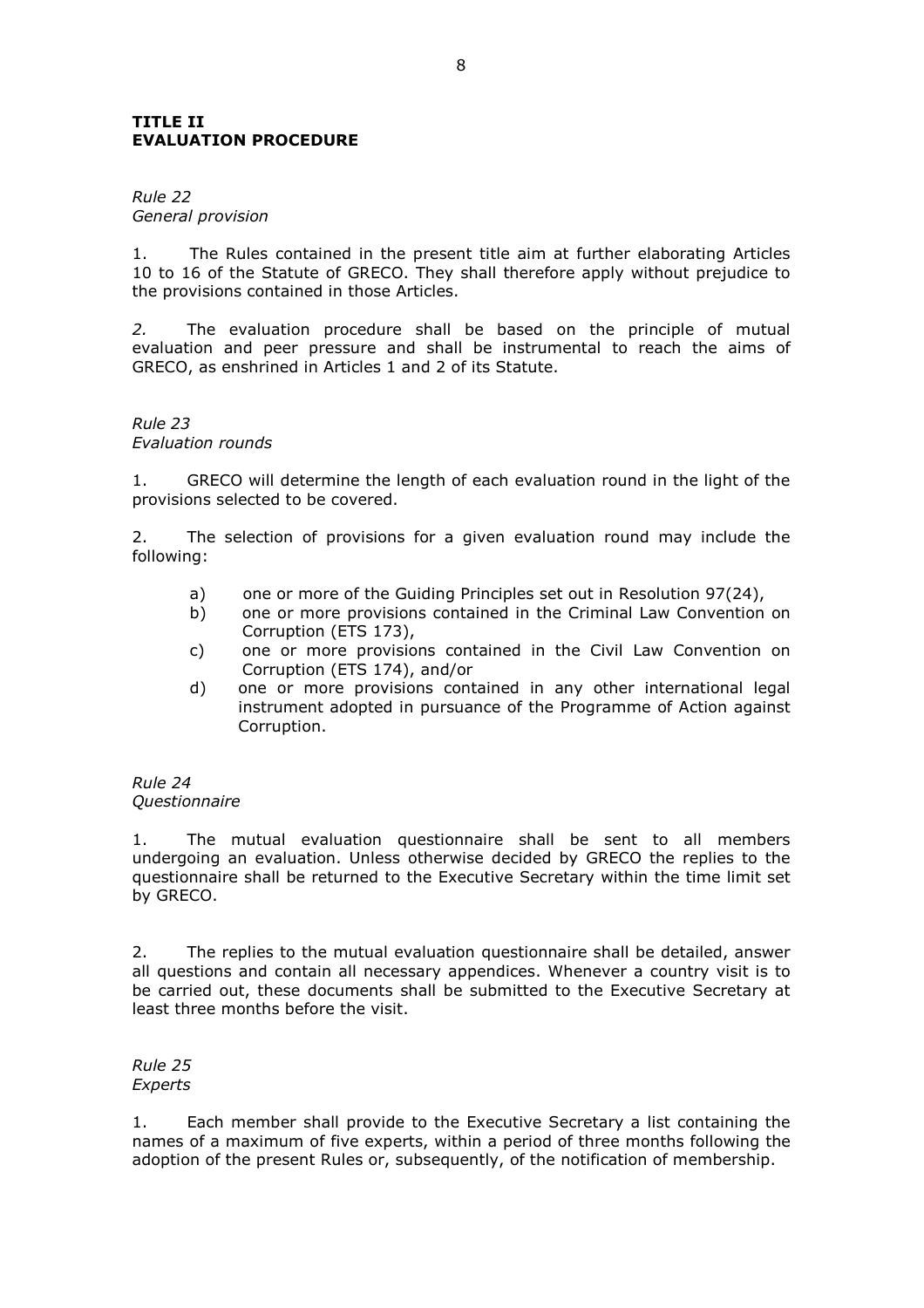**TITLE II**
**EVALUATION PROCEDURE**

*Rule 22*
*General provision*

1. The Rules contained in the present title aim at further elaborating Articles 10 to 16 of the Statute of GRECO. They shall therefore apply without prejudice to the provisions contained in those Articles.

*2.* The evaluation procedure shall be based on the principle of mutual evaluation and peer pressure and shall be instrumental to reach the aims of GRECO, as enshrined in Articles 1 and 2 of its Statute.

*Rule 23*
*Evaluation rounds*

1. GRECO will determine the length of each evaluation round in the light of the provisions selected to be covered.

2. The selection of provisions for a given evaluation round may include the following:

a) one or more of the Guiding Principles set out in Resolution 97(24),
b) one or more provisions contained in the Criminal Law Convention on Corruption (ETS 173),
c) one or more provisions contained in the Civil Law Convention on Corruption (ETS 174), and/or
d) one or more provisions contained in any other international legal instrument adopted in pursuance of the Programme of Action against Corruption.

*Rule 24*
*Questionnaire*

1. The mutual evaluation questionnaire shall be sent to all members undergoing an evaluation. Unless otherwise decided by GRECO the replies to the questionnaire shall be returned to the Executive Secretary within the time limit set by GRECO.

2. The replies to the mutual evaluation questionnaire shall be detailed, answer all questions and contain all necessary appendices. Whenever a country visit is to be carried out, these documents shall be submitted to the Executive Secretary at least three months before the visit.

*Rule 25*
*Experts*

1. Each member shall provide to the Executive Secretary a list containing the names of a maximum of five experts, within a period of three months following the adoption of the present Rules or, subsequently, of the notification of membership.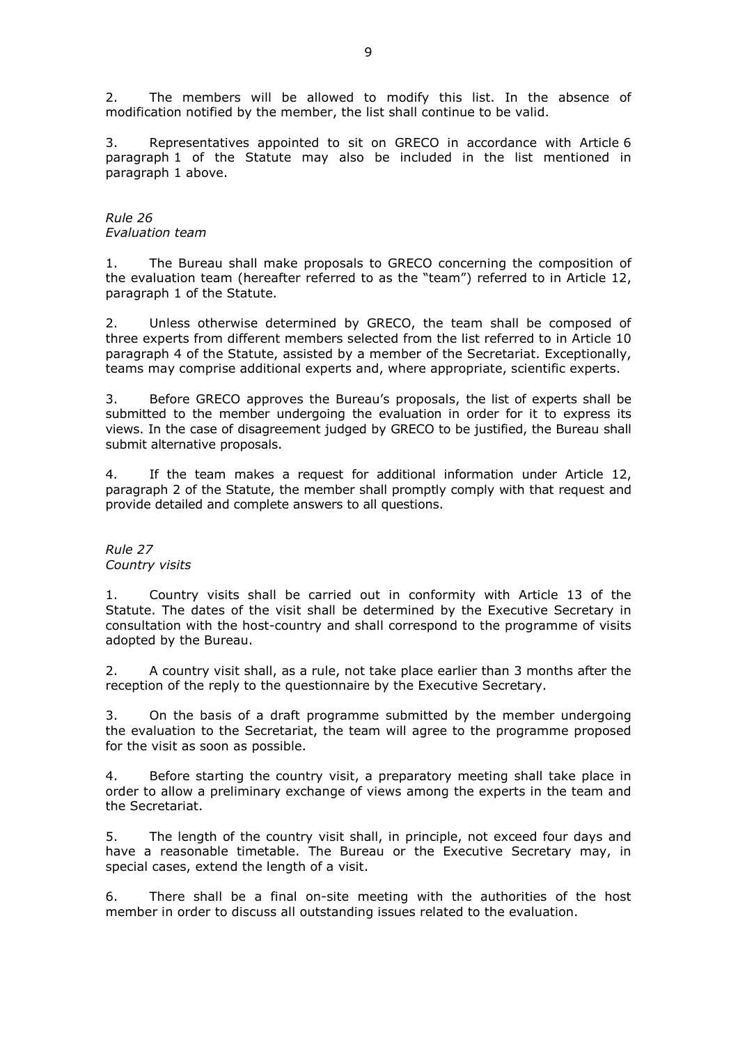2. The members will be allowed to modify this list. In the absence of modification notified by the member, the list shall continue to be valid.

3. Representatives appointed to sit on GRECO in accordance with Article 6 paragraph 1 of the Statute may also be included in the list mentioned in paragraph 1 above.

*Rule 26*
*Evaluation team*

1. The Bureau shall make proposals to GRECO concerning the composition of the evaluation team (hereafter referred to as the "team") referred to in Article 12, paragraph 1 of the Statute.

2. Unless otherwise determined by GRECO, the team shall be composed of three experts from different members selected from the list referred to in Article 10 paragraph 4 of the Statute, assisted by a member of the Secretariat. Exceptionally, teams may comprise additional experts and, where appropriate, scientific experts.

3. Before GRECO approves the Bureau's proposals, the list of experts shall be submitted to the member undergoing the evaluation in order for it to express its views. In the case of disagreement judged by GRECO to be justified, the Bureau shall submit alternative proposals.

4. If the team makes a request for additional information under Article 12, paragraph 2 of the Statute, the member shall promptly comply with that request and provide detailed and complete answers to all questions.

*Rule 27*
*Country visits*

1. Country visits shall be carried out in conformity with Article 13 of the Statute. The dates of the visit shall be determined by the Executive Secretary in consultation with the host-country and shall correspond to the programme of visits adopted by the Bureau.

2. A country visit shall, as a rule, not take place earlier than 3 months after the reception of the reply to the questionnaire by the Executive Secretary.

3. On the basis of a draft programme submitted by the member undergoing the evaluation to the Secretariat, the team will agree to the programme proposed for the visit as soon as possible.

4. Before starting the country visit, a preparatory meeting shall take place in order to allow a preliminary exchange of views among the experts in the team and the Secretariat.

5. The length of the country visit shall, in principle, not exceed four days and have a reasonable timetable. The Bureau or the Executive Secretary may, in special cases, extend the length of a visit.

6. There shall be a final on-site meeting with the authorities of the host member in order to discuss all outstanding issues related to the evaluation.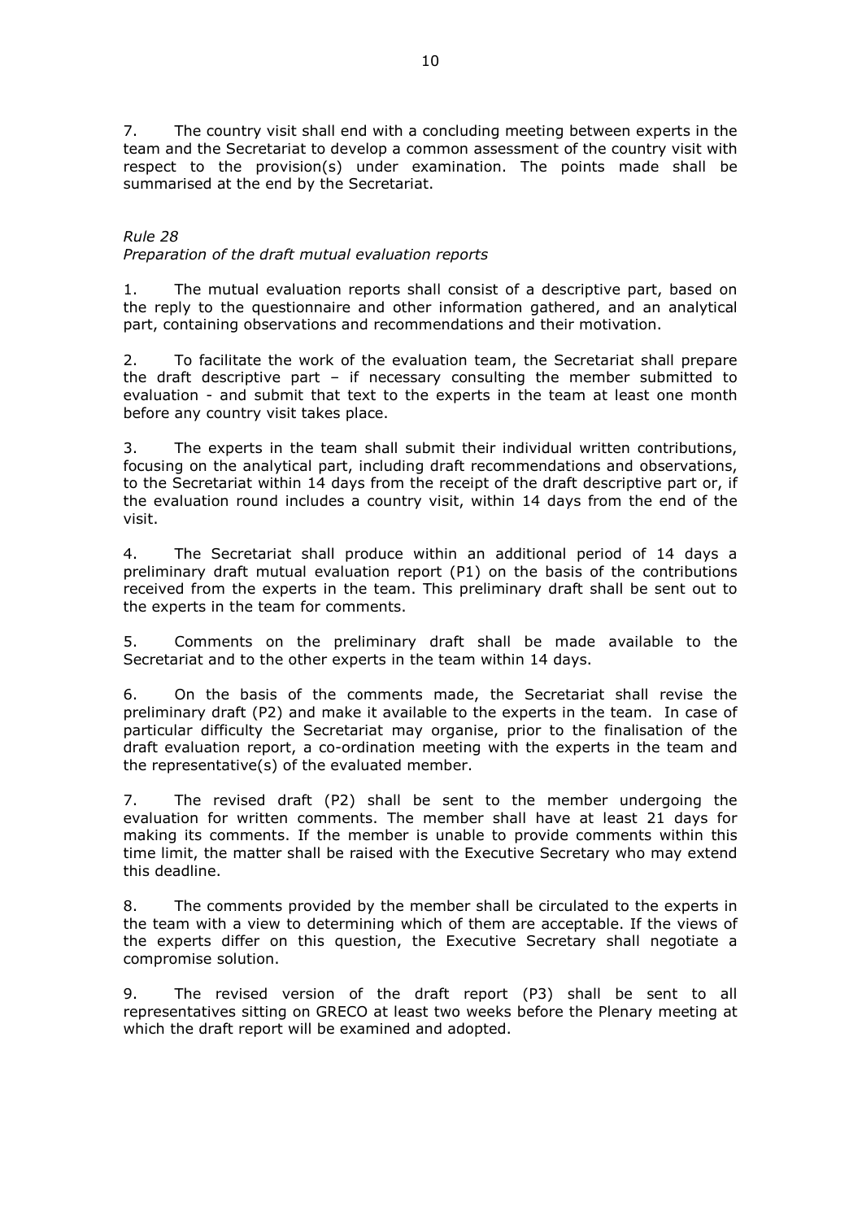7. The country visit shall end with a concluding meeting between experts in the team and the Secretariat to develop a common assessment of the country visit with respect to the provision(s) under examination. The points made shall be summarised at the end by the Secretariat.

*Rule 28*

*Preparation of the draft mutual evaluation reports*

1. The mutual evaluation reports shall consist of a descriptive part, based on the reply to the questionnaire and other information gathered, and an analytical part, containing observations and recommendations and their motivation.

2. To facilitate the work of the evaluation team, the Secretariat shall prepare the draft descriptive part – if necessary consulting the member submitted to evaluation - and submit that text to the experts in the team at least one month before any country visit takes place.

3. The experts in the team shall submit their individual written contributions, focusing on the analytical part, including draft recommendations and observations, to the Secretariat within 14 days from the receipt of the draft descriptive part or, if the evaluation round includes a country visit, within 14 days from the end of the visit.

4. The Secretariat shall produce within an additional period of 14 days a preliminary draft mutual evaluation report (P1) on the basis of the contributions received from the experts in the team. This preliminary draft shall be sent out to the experts in the team for comments.

5. Comments on the preliminary draft shall be made available to the Secretariat and to the other experts in the team within 14 days.

6. On the basis of the comments made, the Secretariat shall revise the preliminary draft (P2) and make it available to the experts in the team. In case of particular difficulty the Secretariat may organise, prior to the finalisation of the draft evaluation report, a co-ordination meeting with the experts in the team and the representative(s) of the evaluated member.

7. The revised draft (P2) shall be sent to the member undergoing the evaluation for written comments. The member shall have at least 21 days for making its comments. If the member is unable to provide comments within this time limit, the matter shall be raised with the Executive Secretary who may extend this deadline.

8. The comments provided by the member shall be circulated to the experts in the team with a view to determining which of them are acceptable. If the views of the experts differ on this question, the Executive Secretary shall negotiate a compromise solution.

9. The revised version of the draft report (P3) shall be sent to all representatives sitting on GRECO at least two weeks before the Plenary meeting at which the draft report will be examined and adopted.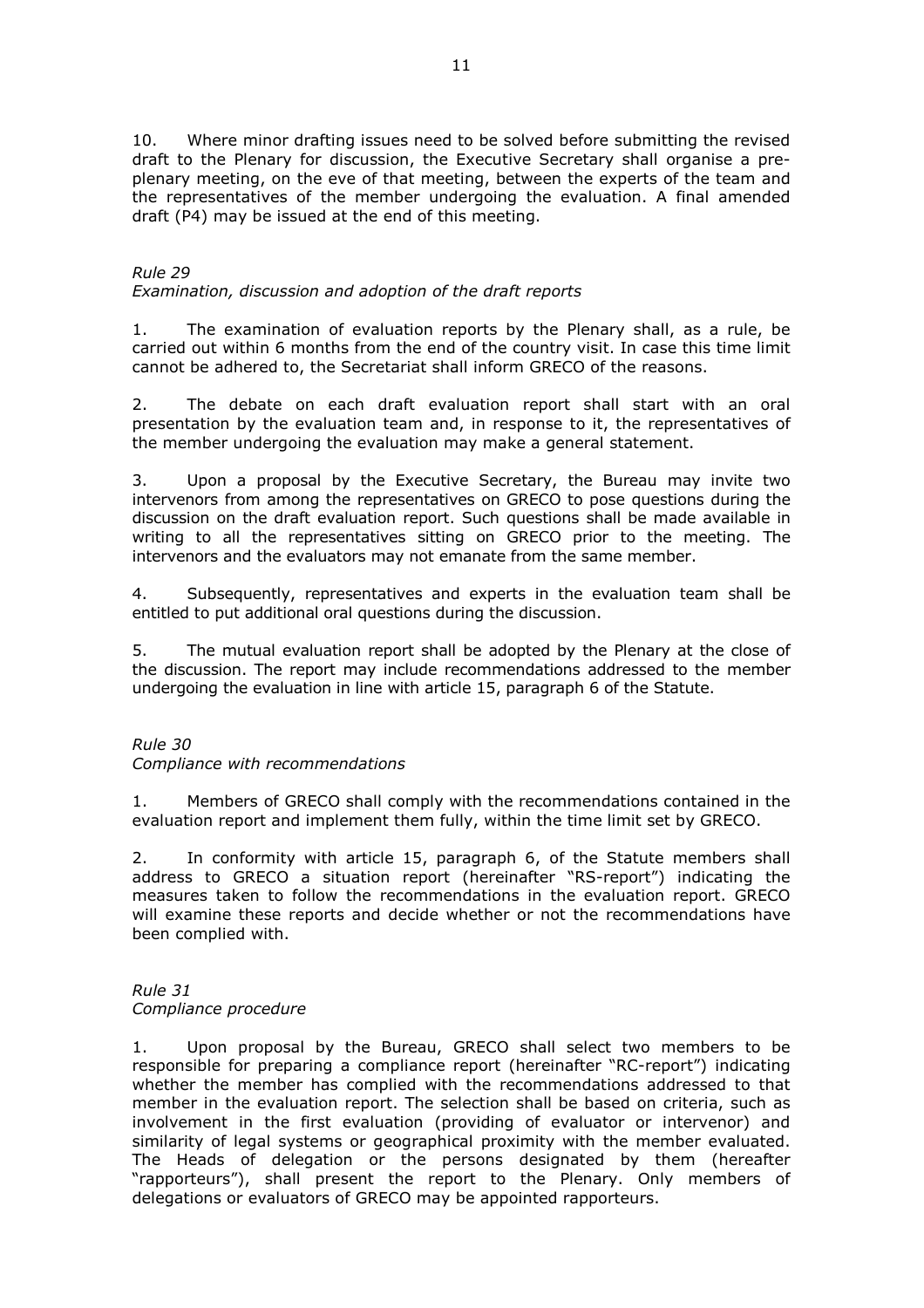10. Where minor drafting issues need to be solved before submitting the revised draft to the Plenary for discussion, the Executive Secretary shall organise a pre-plenary meeting, on the eve of that meeting, between the experts of the team and the representatives of the member undergoing the evaluation. A final amended draft (P4) may be issued at the end of this meeting.

*Rule 29*
*Examination, discussion and adoption of the draft reports*

1. The examination of evaluation reports by the Plenary shall, as a rule, be carried out within 6 months from the end of the country visit. In case this time limit cannot be adhered to, the Secretariat shall inform GRECO of the reasons.

2. The debate on each draft evaluation report shall start with an oral presentation by the evaluation team and, in response to it, the representatives of the member undergoing the evaluation may make a general statement.

3. Upon a proposal by the Executive Secretary, the Bureau may invite two intervenors from among the representatives on GRECO to pose questions during the discussion on the draft evaluation report. Such questions shall be made available in writing to all the representatives sitting on GRECO prior to the meeting. The intervenors and the evaluators may not emanate from the same member.

4. Subsequently, representatives and experts in the evaluation team shall be entitled to put additional oral questions during the discussion.

5. The mutual evaluation report shall be adopted by the Plenary at the close of the discussion. The report may include recommendations addressed to the member undergoing the evaluation in line with article 15, paragraph 6 of the Statute.

*Rule 30*
*Compliance with recommendations*

1. Members of GRECO shall comply with the recommendations contained in the evaluation report and implement them fully, within the time limit set by GRECO.

2. In conformity with article 15, paragraph 6, of the Statute members shall address to GRECO a situation report (hereinafter "RS-report") indicating the measures taken to follow the recommendations in the evaluation report. GRECO will examine these reports and decide whether or not the recommendations have been complied with.

*Rule 31*
*Compliance procedure*

1. Upon proposal by the Bureau, GRECO shall select two members to be responsible for preparing a compliance report (hereinafter "RC-report") indicating whether the member has complied with the recommendations addressed to that member in the evaluation report. The selection shall be based on criteria, such as involvement in the first evaluation (providing of evaluator or intervenor) and similarity of legal systems or geographical proximity with the member evaluated. The Heads of delegation or the persons designated by them (hereafter "rapporteurs"), shall present the report to the Plenary. Only members of delegations or evaluators of GRECO may be appointed rapporteurs.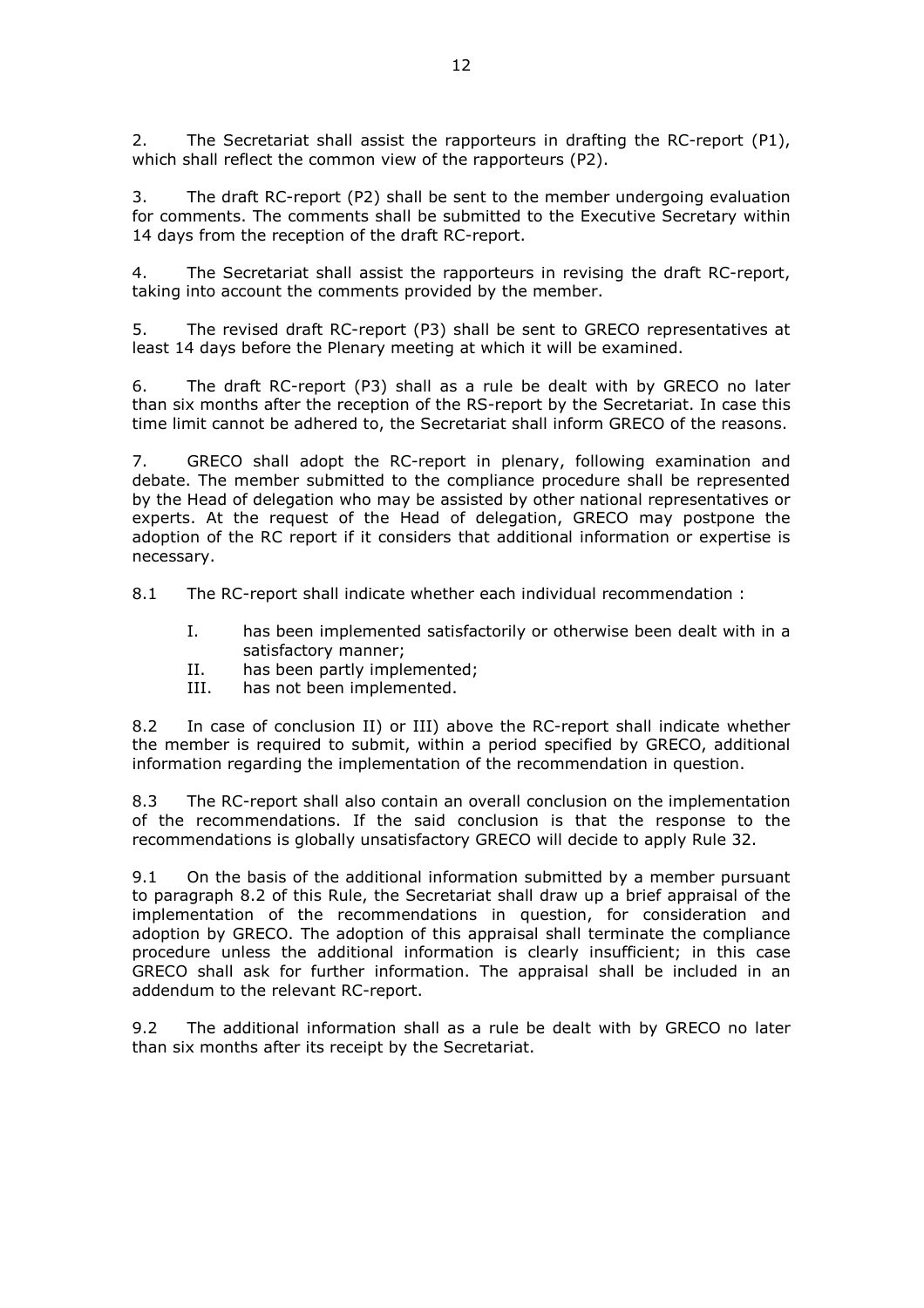2. The Secretariat shall assist the rapporteurs in drafting the RC-report (P1), which shall reflect the common view of the rapporteurs (P2).

3. The draft RC-report (P2) shall be sent to the member undergoing evaluation for comments. The comments shall be submitted to the Executive Secretary within 14 days from the reception of the draft RC-report.

4. The Secretariat shall assist the rapporteurs in revising the draft RC-report, taking into account the comments provided by the member.

5. The revised draft RC-report (P3) shall be sent to GRECO representatives at least 14 days before the Plenary meeting at which it will be examined.

6. The draft RC-report (P3) shall as a rule be dealt with by GRECO no later than six months after the reception of the RS-report by the Secretariat. In case this time limit cannot be adhered to, the Secretariat shall inform GRECO of the reasons.

7. GRECO shall adopt the RC-report in plenary, following examination and debate. The member submitted to the compliance procedure shall be represented by the Head of delegation who may be assisted by other national representatives or experts. At the request of the Head of delegation, GRECO may postpone the adoption of the RC report if it considers that additional information or expertise is necessary.

8.1 The RC-report shall indicate whether each individual recommendation :

- I. has been implemented satisfactorily or otherwise been dealt with in a satisfactory manner;
- II. has been partly implemented;
- III. has not been implemented.

8.2 In case of conclusion II) or III) above the RC-report shall indicate whether the member is required to submit, within a period specified by GRECO, additional information regarding the implementation of the recommendation in question.

8.3 The RC-report shall also contain an overall conclusion on the implementation of the recommendations. If the said conclusion is that the response to the recommendations is globally unsatisfactory GRECO will decide to apply Rule 32.

9.1 On the basis of the additional information submitted by a member pursuant to paragraph 8.2 of this Rule, the Secretariat shall draw up a brief appraisal of the implementation of the recommendations in question, for consideration and adoption by GRECO. The adoption of this appraisal shall terminate the compliance procedure unless the additional information is clearly insufficient; in this case GRECO shall ask for further information. The appraisal shall be included in an addendum to the relevant RC-report.

9.2 The additional information shall as a rule be dealt with by GRECO no later than six months after its receipt by the Secretariat.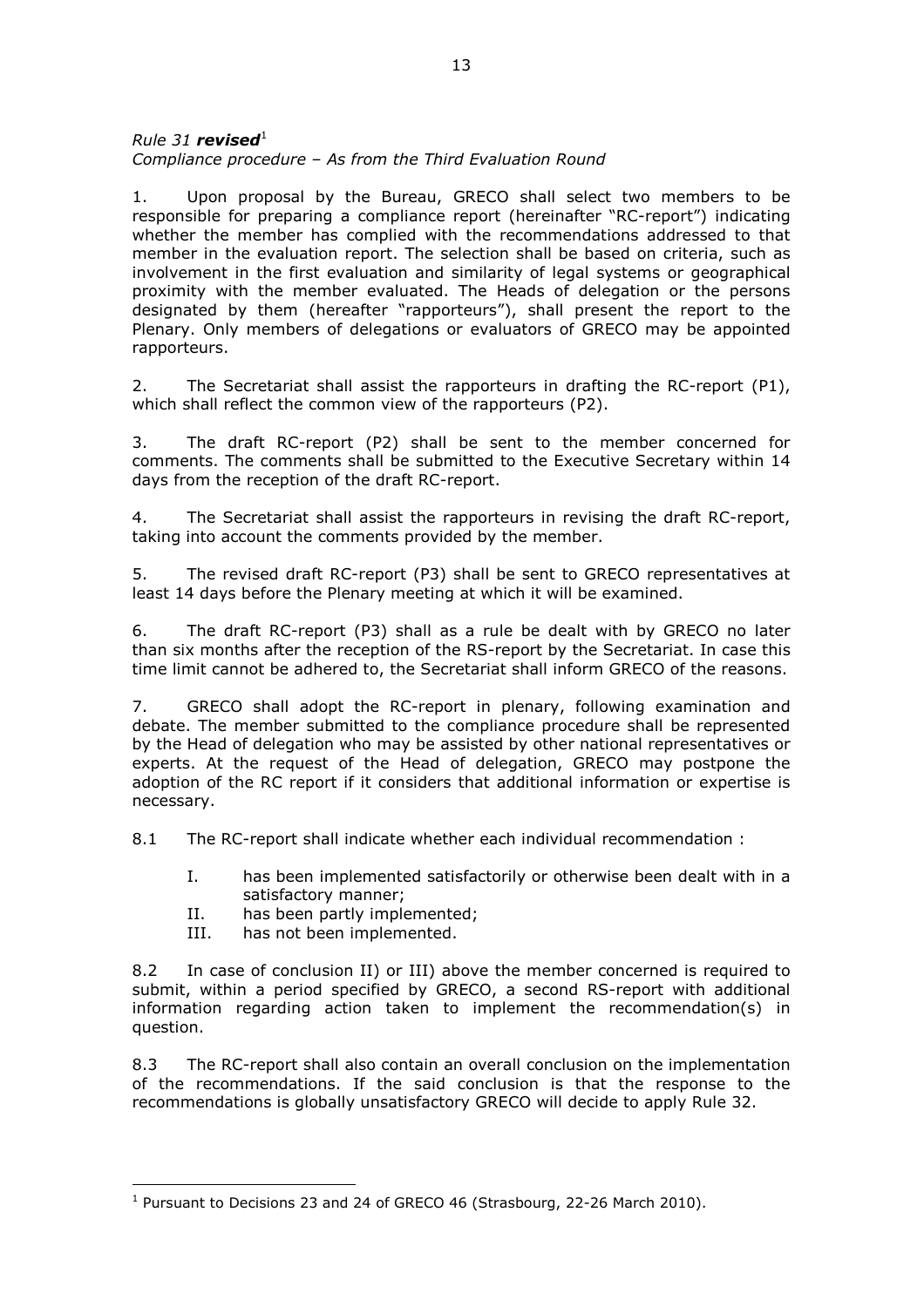*Rule 31* ***revised***[1]
*Compliance procedure – As from the Third Evaluation Round*

1. Upon proposal by the Bureau, GRECO shall select two members to be responsible for preparing a compliance report (hereinafter "RC-report") indicating whether the member has complied with the recommendations addressed to that member in the evaluation report. The selection shall be based on criteria, such as involvement in the first evaluation and similarity of legal systems or geographical proximity with the member evaluated. The Heads of delegation or the persons designated by them (hereafter "rapporteurs"), shall present the report to the Plenary. Only members of delegations or evaluators of GRECO may be appointed rapporteurs.

2. The Secretariat shall assist the rapporteurs in drafting the RC-report (P1), which shall reflect the common view of the rapporteurs (P2).

3. The draft RC-report (P2) shall be sent to the member concerned for comments. The comments shall be submitted to the Executive Secretary within 14 days from the reception of the draft RC-report.

4. The Secretariat shall assist the rapporteurs in revising the draft RC-report, taking into account the comments provided by the member.

5. The revised draft RC-report (P3) shall be sent to GRECO representatives at least 14 days before the Plenary meeting at which it will be examined.

6. The draft RC-report (P3) shall as a rule be dealt with by GRECO no later than six months after the reception of the RS-report by the Secretariat. In case this time limit cannot be adhered to, the Secretariat shall inform GRECO of the reasons.

7. GRECO shall adopt the RC-report in plenary, following examination and debate. The member submitted to the compliance procedure shall be represented by the Head of delegation who may be assisted by other national representatives or experts. At the request of the Head of delegation, GRECO may postpone the adoption of the RC report if it considers that additional information or expertise is necessary.

8.1 The RC-report shall indicate whether each individual recommendation :

- I. has been implemented satisfactorily or otherwise been dealt with in a satisfactory manner;
- II. has been partly implemented;
- III. has not been implemented.

8.2 In case of conclusion II) or III) above the member concerned is required to submit, within a period specified by GRECO, a second RS-report with additional information regarding action taken to implement the recommendation(s) in question.

8.3 The RC-report shall also contain an overall conclusion on the implementation of the recommendations. If the said conclusion is that the response to the recommendations is globally unsatisfactory GRECO will decide to apply Rule 32.

---

[1] Pursuant to Decisions 23 and 24 of GRECO 46 (Strasbourg, 22-26 March 2010).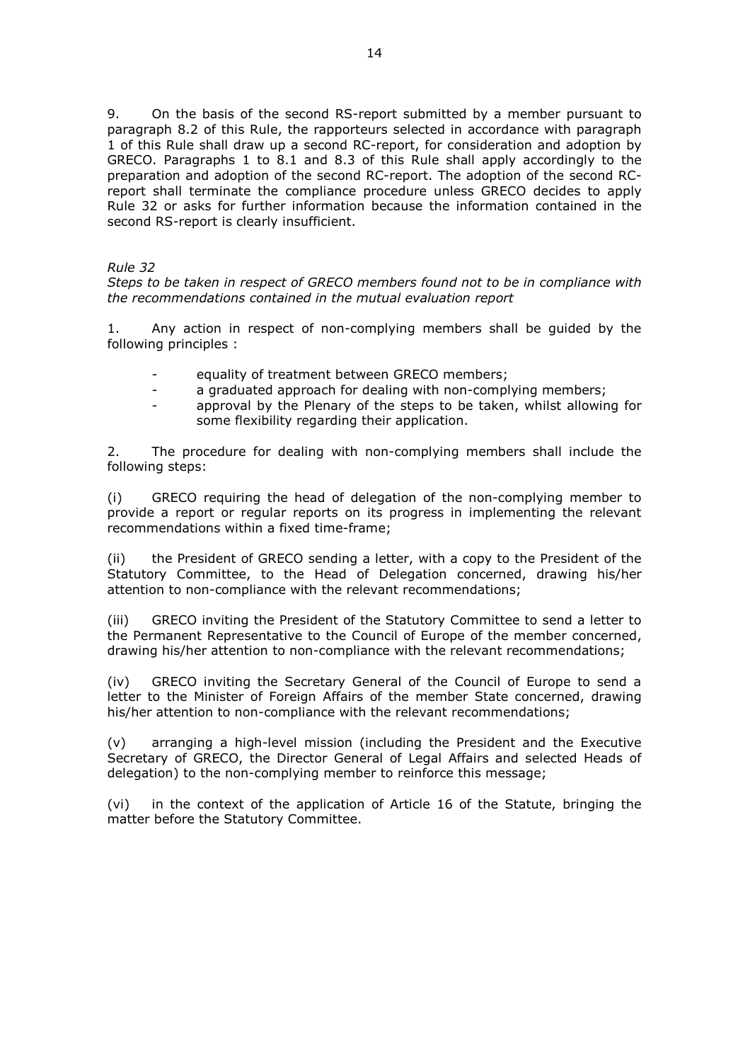9. On the basis of the second RS-report submitted by a member pursuant to paragraph 8.2 of this Rule, the rapporteurs selected in accordance with paragraph 1 of this Rule shall draw up a second RC-report, for consideration and adoption by GRECO. Paragraphs 1 to 8.1 and 8.3 of this Rule shall apply accordingly to the preparation and adoption of the second RC-report. The adoption of the second RC-report shall terminate the compliance procedure unless GRECO decides to apply Rule 32 or asks for further information because the information contained in the second RS-report is clearly insufficient.

*Rule 32*

*Steps to be taken in respect of GRECO members found not to be in compliance with the recommendations contained in the mutual evaluation report*

1. Any action in respect of non-complying members shall be guided by the following principles :

- equality of treatment between GRECO members;
- a graduated approach for dealing with non-complying members;
- approval by the Plenary of the steps to be taken, whilst allowing for some flexibility regarding their application.

2. The procedure for dealing with non-complying members shall include the following steps:

(i) GRECO requiring the head of delegation of the non-complying member to provide a report or regular reports on its progress in implementing the relevant recommendations within a fixed time-frame;

(ii) the President of GRECO sending a letter, with a copy to the President of the Statutory Committee, to the Head of Delegation concerned, drawing his/her attention to non-compliance with the relevant recommendations;

(iii) GRECO inviting the President of the Statutory Committee to send a letter to the Permanent Representative to the Council of Europe of the member concerned, drawing his/her attention to non-compliance with the relevant recommendations;

(iv) GRECO inviting the Secretary General of the Council of Europe to send a letter to the Minister of Foreign Affairs of the member State concerned, drawing his/her attention to non-compliance with the relevant recommendations;

(v) arranging a high-level mission (including the President and the Executive Secretary of GRECO, the Director General of Legal Affairs and selected Heads of delegation) to the non-complying member to reinforce this message;

(vi) in the context of the application of Article 16 of the Statute, bringing the matter before the Statutory Committee.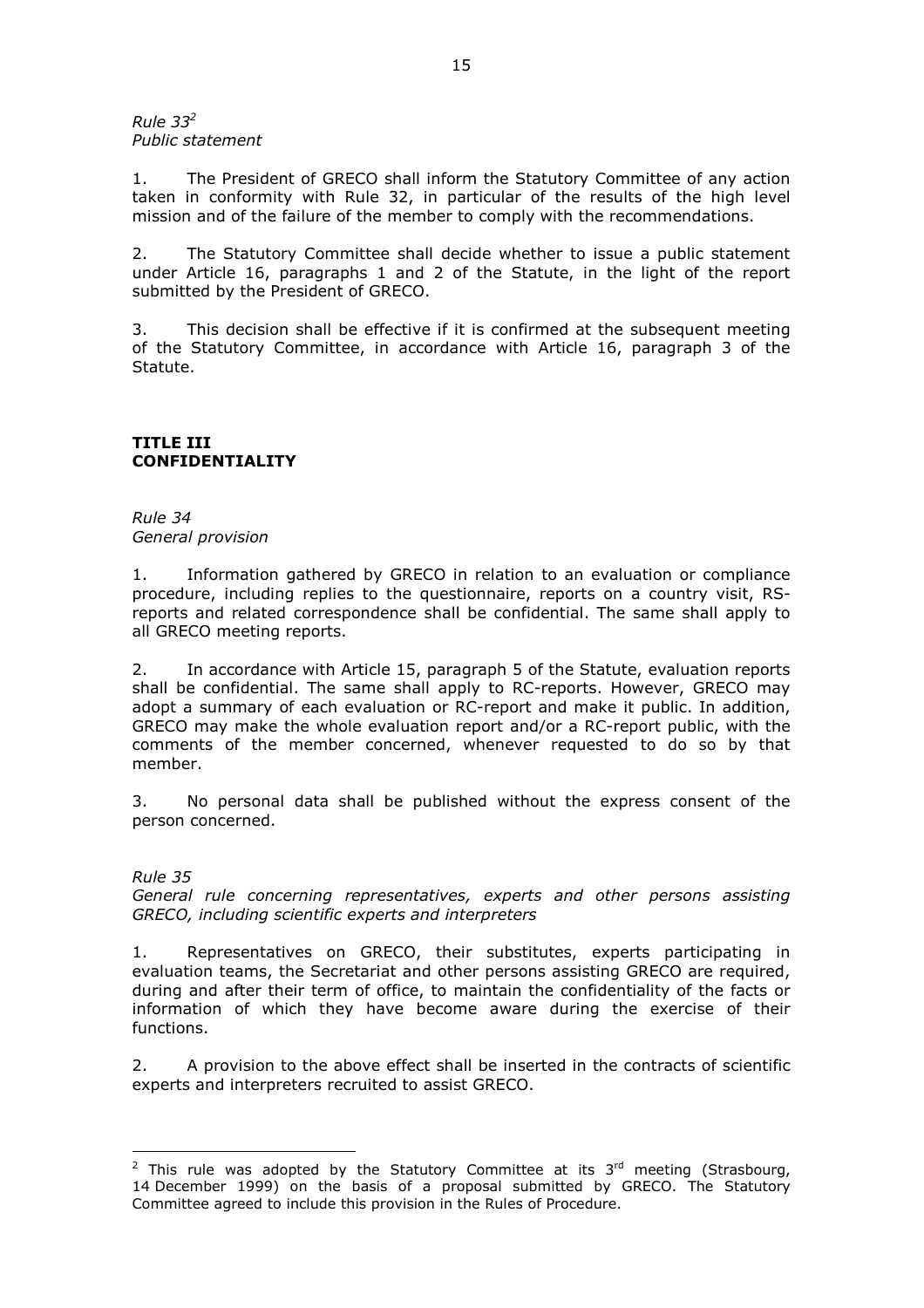*Rule 33*[2]
*Public statement*

1. The President of GRECO shall inform the Statutory Committee of any action taken in conformity with Rule 32, in particular of the results of the high level mission and of the failure of the member to comply with the recommendations.

2. The Statutory Committee shall decide whether to issue a public statement under Article 16, paragraphs 1 and 2 of the Statute, in the light of the report submitted by the President of GRECO.

3. This decision shall be effective if it is confirmed at the subsequent meeting of the Statutory Committee, in accordance with Article 16, paragraph 3 of the Statute.

## TITLE III
## CONFIDENTIALITY

*Rule 34*
*General provision*

1. Information gathered by GRECO in relation to an evaluation or compliance procedure, including replies to the questionnaire, reports on a country visit, RS-reports and related correspondence shall be confidential. The same shall apply to all GRECO meeting reports.

2. In accordance with Article 15, paragraph 5 of the Statute, evaluation reports shall be confidential. The same shall apply to RC-reports. However, GRECO may adopt a summary of each evaluation or RC-report and make it public. In addition, GRECO may make the whole evaluation report and/or a RC-report public, with the comments of the member concerned, whenever requested to do so by that member.

3. No personal data shall be published without the express consent of the person concerned.

*Rule 35*
*General rule concerning representatives, experts and other persons assisting GRECO, including scientific experts and interpreters*

1. Representatives on GRECO, their substitutes, experts participating in evaluation teams, the Secretariat and other persons assisting GRECO are required, during and after their term of office, to maintain the confidentiality of the facts or information of which they have become aware during the exercise of their functions.

2. A provision to the above effect shall be inserted in the contracts of scientific experts and interpreters recruited to assist GRECO.

---

[2] This rule was adopted by the Statutory Committee at its 3rd meeting (Strasbourg, 14 December 1999) on the basis of a proposal submitted by GRECO. The Statutory Committee agreed to include this provision in the Rules of Procedure.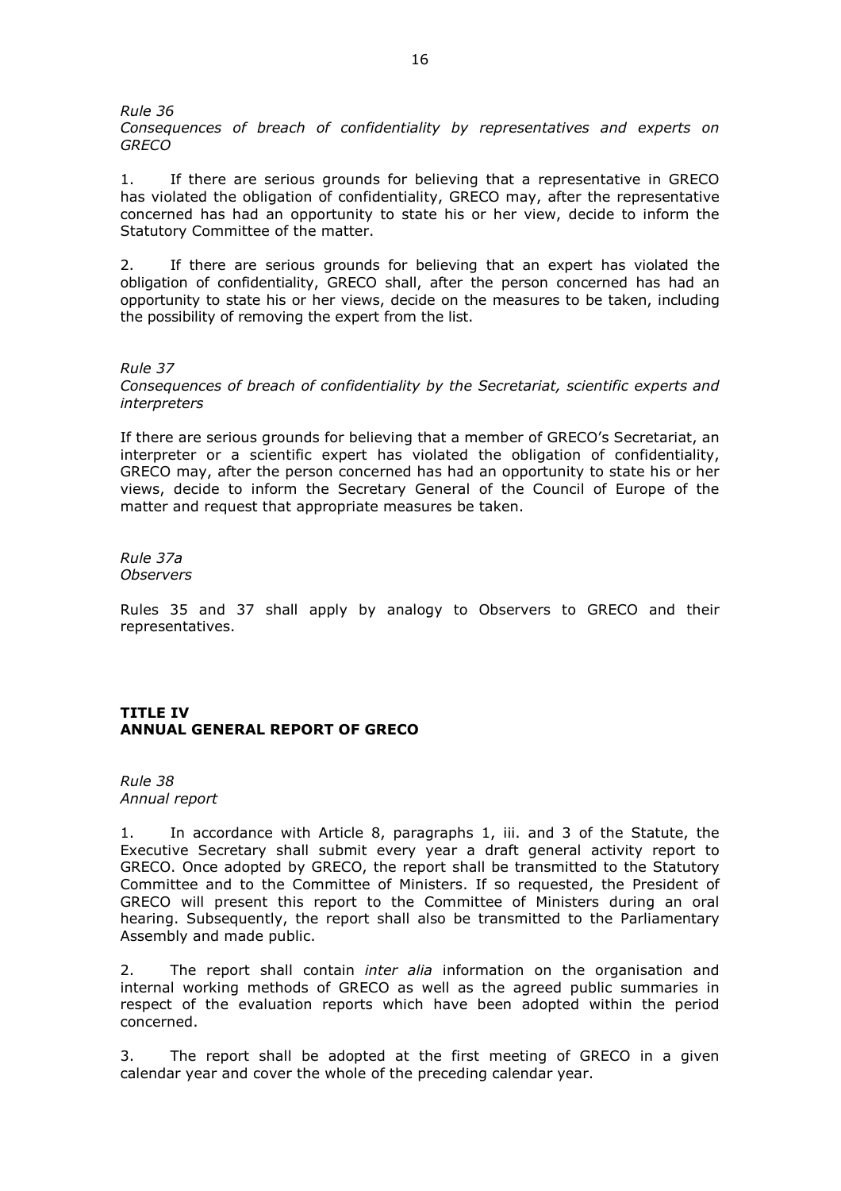*Rule 36*
*Consequences of breach of confidentiality by representatives and experts on GRECO*

1. If there are serious grounds for believing that a representative in GRECO has violated the obligation of confidentiality, GRECO may, after the representative concerned has had an opportunity to state his or her view, decide to inform the Statutory Committee of the matter.

2. If there are serious grounds for believing that an expert has violated the obligation of confidentiality, GRECO shall, after the person concerned has had an opportunity to state his or her views, decide on the measures to be taken, including the possibility of removing the expert from the list.

*Rule 37*
*Consequences of breach of confidentiality by the Secretariat, scientific experts and interpreters*

If there are serious grounds for believing that a member of GRECO's Secretariat, an interpreter or a scientific expert has violated the obligation of confidentiality, GRECO may, after the person concerned has had an opportunity to state his or her views, decide to inform the Secretary General of the Council of Europe of the matter and request that appropriate measures be taken.

*Rule 37a*
*Observers*

Rules 35 and 37 shall apply by analogy to Observers to GRECO and their representatives.

## TITLE IV
## ANNUAL GENERAL REPORT OF GRECO

*Rule 38*
*Annual report*

1. In accordance with Article 8, paragraphs 1, iii. and 3 of the Statute, the Executive Secretary shall submit every year a draft general activity report to GRECO. Once adopted by GRECO, the report shall be transmitted to the Statutory Committee and to the Committee of Ministers. If so requested, the President of GRECO will present this report to the Committee of Ministers during an oral hearing. Subsequently, the report shall also be transmitted to the Parliamentary Assembly and made public.

2. The report shall contain *inter alia* information on the organisation and internal working methods of GRECO as well as the agreed public summaries in respect of the evaluation reports which have been adopted within the period concerned.

3. The report shall be adopted at the first meeting of GRECO in a given calendar year and cover the whole of the preceding calendar year.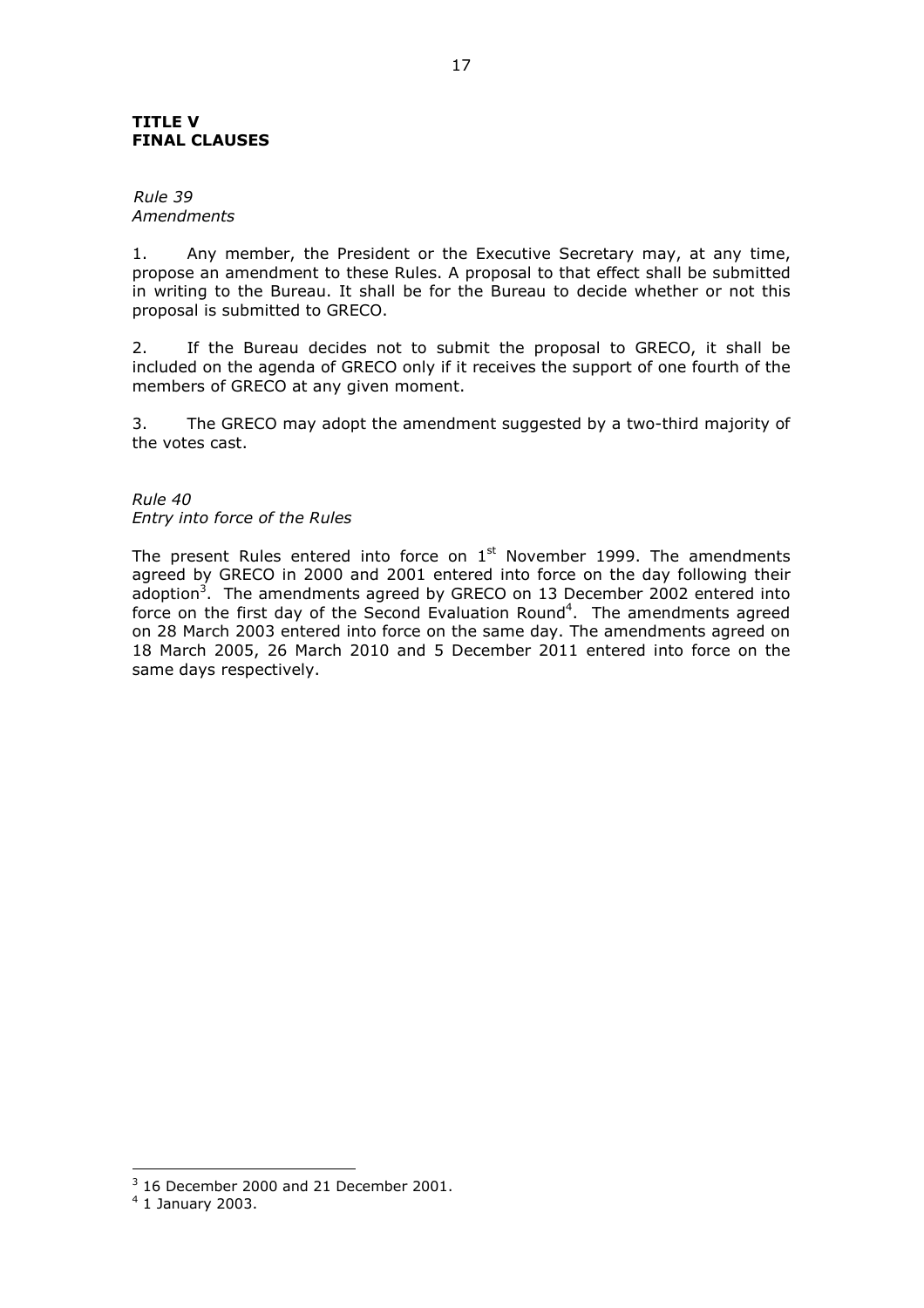**TITLE V**
**FINAL CLAUSES**

*Rule 39*
*Amendments*

1. Any member, the President or the Executive Secretary may, at any time, propose an amendment to these Rules. A proposal to that effect shall be submitted in writing to the Bureau. It shall be for the Bureau to decide whether or not this proposal is submitted to GRECO.

2. If the Bureau decides not to submit the proposal to GRECO, it shall be included on the agenda of GRECO only if it receives the support of one fourth of the members of GRECO at any given moment.

3. The GRECO may adopt the amendment suggested by a two-third majority of the votes cast.

*Rule 40*
*Entry into force of the Rules*

The present Rules entered into force on 1st November 1999. The amendments agreed by GRECO in 2000 and 2001 entered into force on the day following their adoption[3]. The amendments agreed by GRECO on 13 December 2002 entered into force on the first day of the Second Evaluation Round[4]. The amendments agreed on 28 March 2003 entered into force on the same day. The amendments agreed on 18 March 2005, 26 March 2010 and 5 December 2011 entered into force on the same days respectively.

---

[3] 16 December 2000 and 21 December 2001.

[4] 1 January 2003.